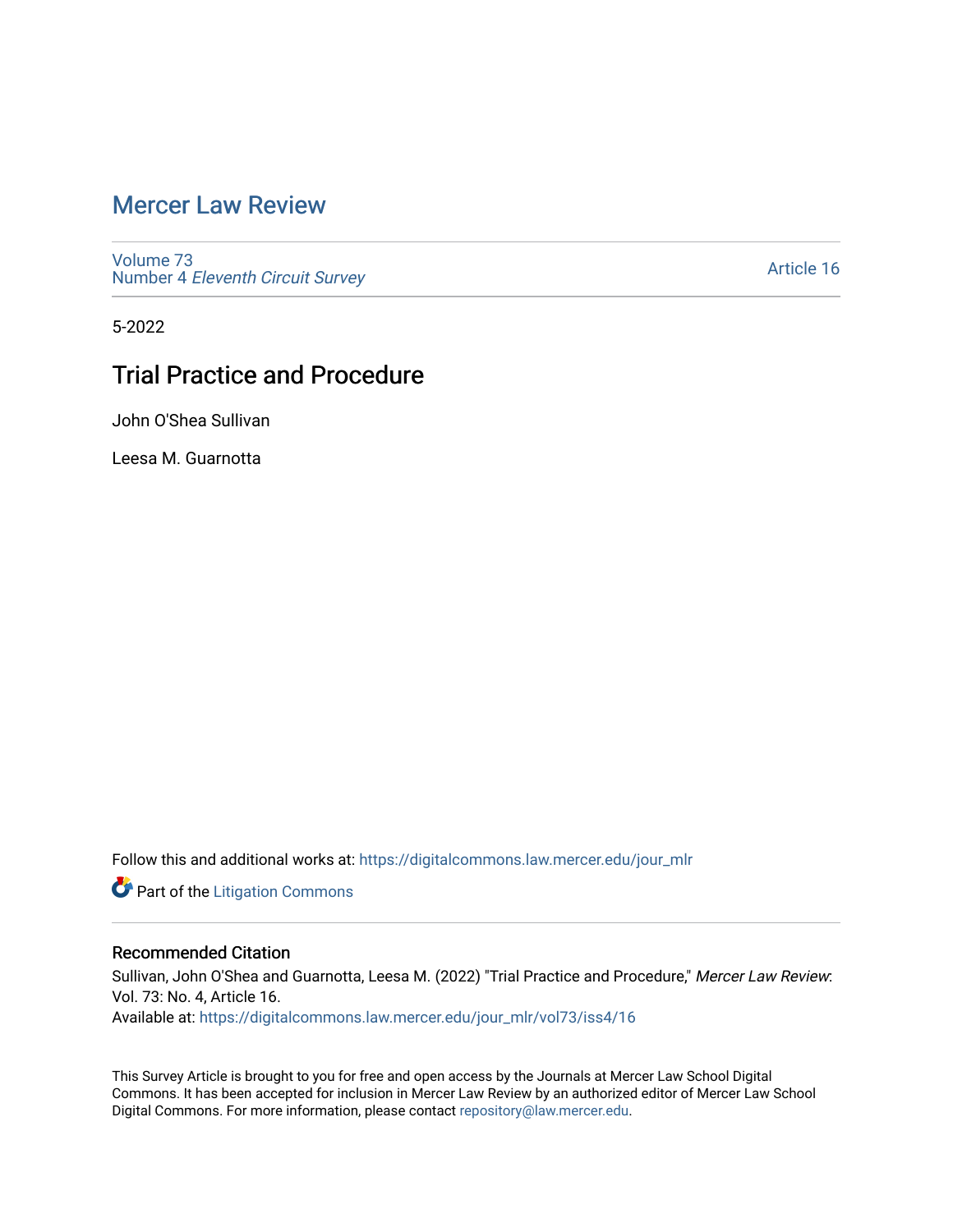# Mercer Law Review

Volume 73
Number 4 *Eleventh Circuit Survey*

Article 16

5-2022

## Trial Practice and Procedure

John O'Shea Sullivan

Leesa M. Guarnotta

Follow this and additional works at: https://digitalcommons.law.mercer.edu/jour_mlr

Part of the Litigation Commons

### Recommended Citation

Sullivan, John O'Shea and Guarnotta, Leesa M. (2022) "Trial Practice and Procedure," *Mercer Law Review*: Vol. 73: No. 4, Article 16.
Available at: https://digitalcommons.law.mercer.edu/jour_mlr/vol73/iss4/16

This Survey Article is brought to you for free and open access by the Journals at Mercer Law School Digital Commons. It has been accepted for inclusion in Mercer Law Review by an authorized editor of Mercer Law School Digital Commons. For more information, please contact repository@law.mercer.edu.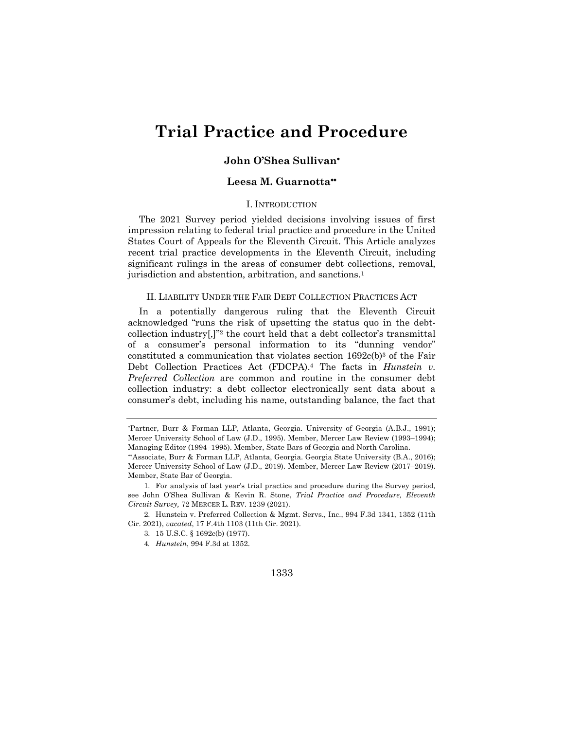# Trial Practice and Procedure

**John O'Shea Sullivan***

**Leesa M. Guarnotta****

## I. INTRODUCTION

The 2021 Survey period yielded decisions involving issues of first impression relating to federal trial practice and procedure in the United States Court of Appeals for the Eleventh Circuit. This Article analyzes recent trial practice developments in the Eleventh Circuit, including significant rulings in the areas of consumer debt collections, removal, jurisdiction and abstention, arbitration, and sanctions.[1]

## II. LIABILITY UNDER THE FAIR DEBT COLLECTION PRACTICES ACT

In a potentially dangerous ruling that the Eleventh Circuit acknowledged "runs the risk of upsetting the status quo in the debt-collection industry[,]"[2] the court held that a debt collector's transmittal of a consumer's personal information to its "dunning vendor" constituted a communication that violates section 1692c(b)[3] of the Fair Debt Collection Practices Act (FDCPA).[4] The facts in *Hunstein v. Preferred Collection* are common and routine in the consumer debt collection industry: a debt collector electronically sent data about a consumer's debt, including his name, outstanding balance, the fact that

---

*Partner, Burr & Forman LLP, Atlanta, Georgia. University of Georgia (A.B.J., 1991); Mercer University School of Law (J.D., 1995). Member, Mercer Law Review (1993–1994); Managing Editor (1994–1995). Member, State Bars of Georgia and North Carolina.

**Associate, Burr & Forman LLP, Atlanta, Georgia. Georgia State University (B.A., 2016); Mercer University School of Law (J.D., 2019). Member, Mercer Law Review (2017–2019). Member, State Bar of Georgia.

1. For analysis of last year's trial practice and procedure during the Survey period, see John O'Shea Sullivan & Kevin R. Stone, *Trial Practice and Procedure, Eleventh Circuit Survey,* 72 MERCER L. REV. 1239 (2021).

2. Hunstein v. Preferred Collection & Mgmt. Servs., Inc., 994 F.3d 1341, 1352 (11th Cir. 2021), *vacated*, 17 F.4th 1103 (11th Cir. 2021).

3. 15 U.S.C. § 1692c(b) (1977).

4. *Hunstein*, 994 F.3d at 1352.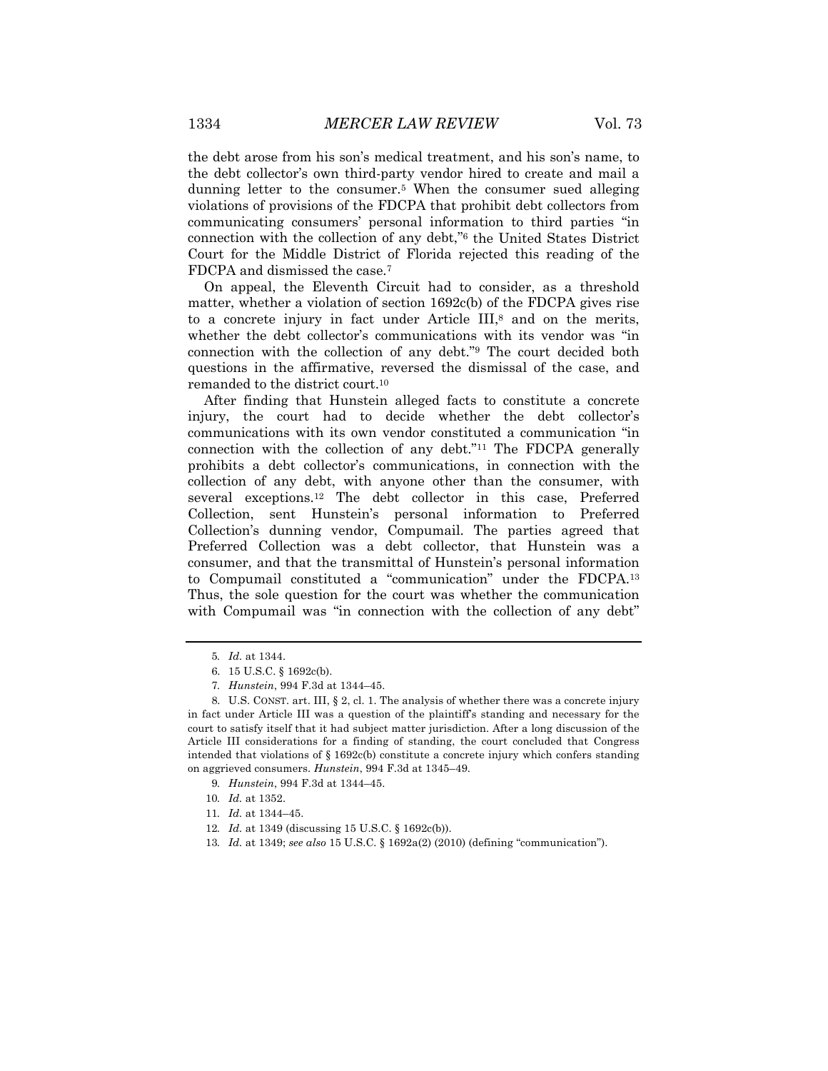the debt arose from his son's medical treatment, and his son's name, to the debt collector's own third-party vendor hired to create and mail a dunning letter to the consumer.[5] When the consumer sued alleging violations of provisions of the FDCPA that prohibit debt collectors from communicating consumers' personal information to third parties "in connection with the collection of any debt,"[6] the United States District Court for the Middle District of Florida rejected this reading of the FDCPA and dismissed the case.[7]

On appeal, the Eleventh Circuit had to consider, as a threshold matter, whether a violation of section 1692c(b) of the FDCPA gives rise to a concrete injury in fact under Article III,[8] and on the merits, whether the debt collector's communications with its vendor was "in connection with the collection of any debt."[9] The court decided both questions in the affirmative, reversed the dismissal of the case, and remanded to the district court.[10]

After finding that Hunstein alleged facts to constitute a concrete injury, the court had to decide whether the debt collector's communications with its own vendor constituted a communication "in connection with the collection of any debt."[11] The FDCPA generally prohibits a debt collector's communications, in connection with the collection of any debt, with anyone other than the consumer, with several exceptions.[12] The debt collector in this case, Preferred Collection, sent Hunstein's personal information to Preferred Collection's dunning vendor, Compumail. The parties agreed that Preferred Collection was a debt collector, that Hunstein was a consumer, and that the transmittal of Hunstein's personal information to Compumail constituted a "communication" under the FDCPA.[13] Thus, the sole question for the court was whether the communication with Compumail was "in connection with the collection of any debt"

---

5. *Id.* at 1344.

6. 15 U.S.C. § 1692c(b).

7. *Hunstein*, 994 F.3d at 1344–45.

8. U.S. CONST. art. III, § 2, cl. 1. The analysis of whether there was a concrete injury in fact under Article III was a question of the plaintiff's standing and necessary for the court to satisfy itself that it had subject matter jurisdiction. After a long discussion of the Article III considerations for a finding of standing, the court concluded that Congress intended that violations of § 1692c(b) constitute a concrete injury which confers standing on aggrieved consumers. *Hunstein*, 994 F.3d at 1345–49.

9. *Hunstein*, 994 F.3d at 1344–45.

10. *Id.* at 1352.

11. *Id.* at 1344–45.

12. *Id.* at 1349 (discussing 15 U.S.C. § 1692c(b)).

13. *Id.* at 1349; *see also* 15 U.S.C. § 1692a(2) (2010) (defining "communication").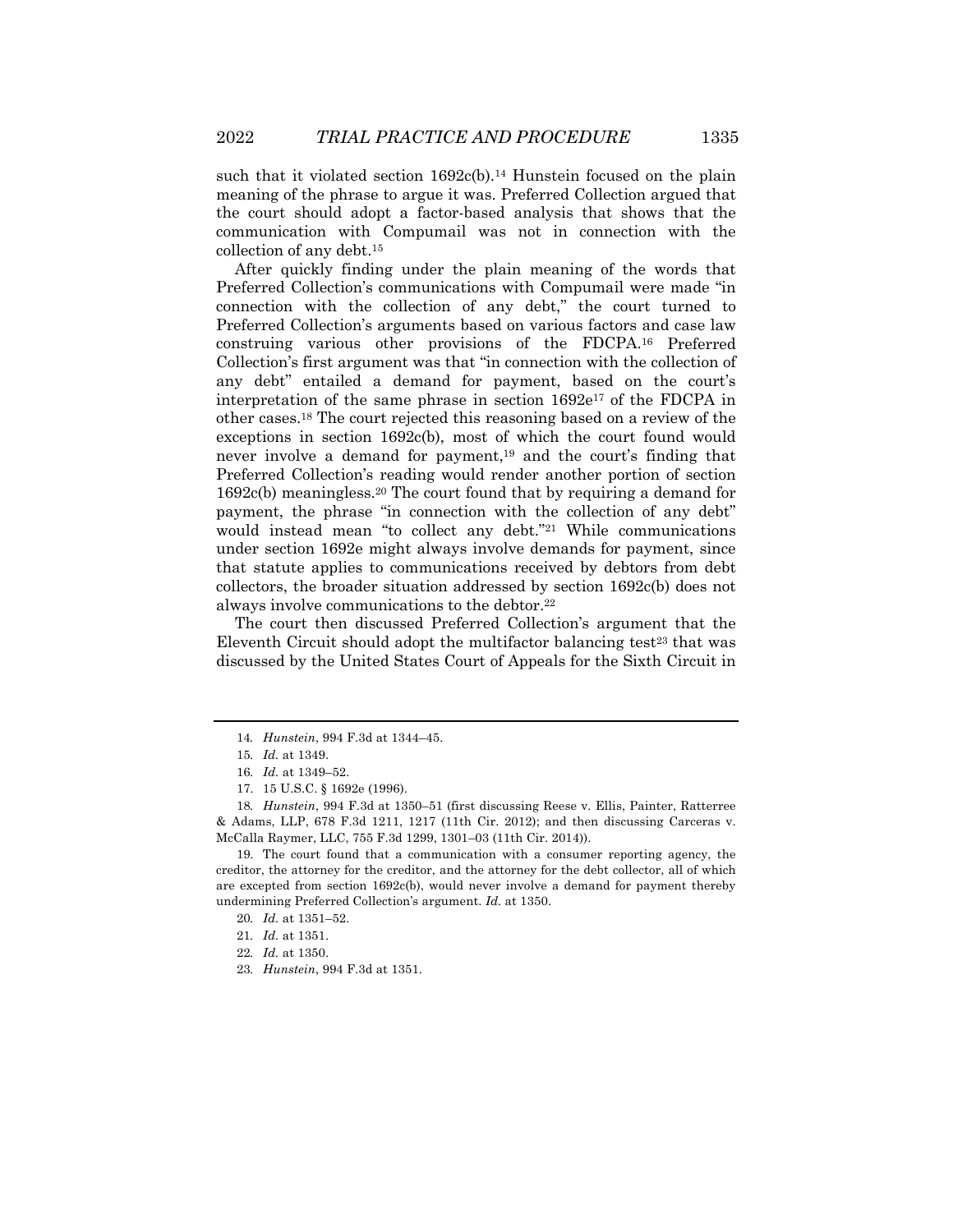such that it violated section 1692c(b).[14] Hunstein focused on the plain meaning of the phrase to argue it was. Preferred Collection argued that the court should adopt a factor-based analysis that shows that the communication with Compumail was not in connection with the collection of any debt.[15]

After quickly finding under the plain meaning of the words that Preferred Collection's communications with Compumail were made "in connection with the collection of any debt," the court turned to Preferred Collection's arguments based on various factors and case law construing various other provisions of the FDCPA.[16] Preferred Collection's first argument was that "in connection with the collection of any debt" entailed a demand for payment, based on the court's interpretation of the same phrase in section 1692e[17] of the FDCPA in other cases.[18] The court rejected this reasoning based on a review of the exceptions in section 1692c(b), most of which the court found would never involve a demand for payment,[19] and the court's finding that Preferred Collection's reading would render another portion of section 1692c(b) meaningless.[20] The court found that by requiring a demand for payment, the phrase "in connection with the collection of any debt" would instead mean "to collect any debt."[21] While communications under section 1692e might always involve demands for payment, since that statute applies to communications received by debtors from debt collectors, the broader situation addressed by section 1692c(b) does not always involve communications to the debtor.[22]

The court then discussed Preferred Collection's argument that the Eleventh Circuit should adopt the multifactor balancing test[23] that was discussed by the United States Court of Appeals for the Sixth Circuit in

---

14. *Hunstein*, 994 F.3d at 1344–45.

15. *Id.* at 1349.

16. *Id.* at 1349–52.

17. 15 U.S.C. § 1692e (1996).

18. *Hunstein*, 994 F.3d at 1350–51 (first discussing Reese v. Ellis, Painter, Ratterree & Adams, LLP, 678 F.3d 1211, 1217 (11th Cir. 2012); and then discussing Carceras v. McCalla Raymer, LLC, 755 F.3d 1299, 1301–03 (11th Cir. 2014)).

19. The court found that a communication with a consumer reporting agency, the creditor, the attorney for the creditor, and the attorney for the debt collector, all of which are excepted from section 1692c(b), would never involve a demand for payment thereby undermining Preferred Collection's argument. *Id.* at 1350.

20. *Id.* at 1351–52.

21. *Id.* at 1351.

22. *Id.* at 1350.

23. *Hunstein*, 994 F.3d at 1351.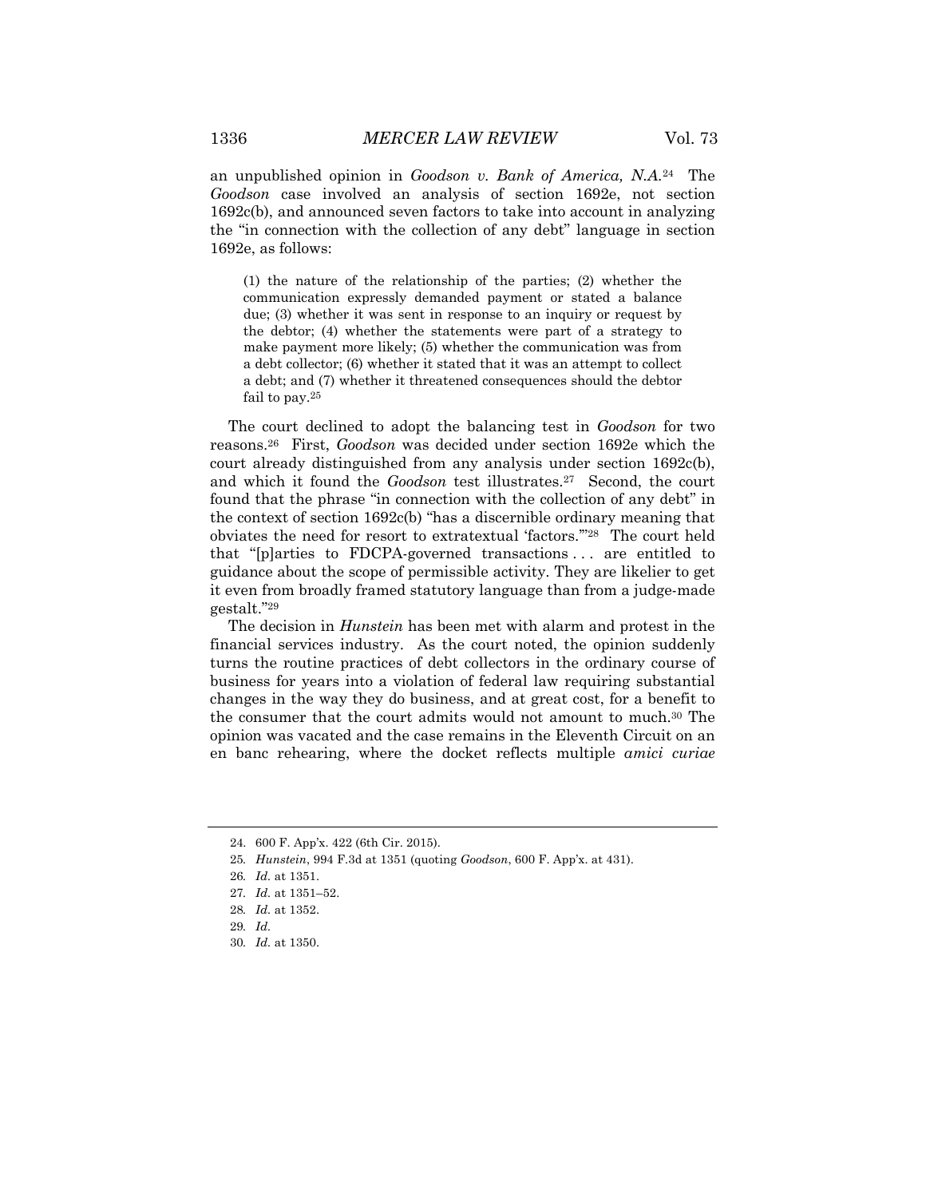an unpublished opinion in *Goodson v. Bank of America, N.A.*[24] The *Goodson* case involved an analysis of section 1692e, not section 1692c(b), and announced seven factors to take into account in analyzing the "in connection with the collection of any debt" language in section 1692e, as follows:

> (1) the nature of the relationship of the parties; (2) whether the communication expressly demanded payment or stated a balance due; (3) whether it was sent in response to an inquiry or request by the debtor; (4) whether the statements were part of a strategy to make payment more likely; (5) whether the communication was from a debt collector; (6) whether it stated that it was an attempt to collect a debt; and (7) whether it threatened consequences should the debtor fail to pay.[25]

The court declined to adopt the balancing test in *Goodson* for two reasons.[26] First, *Goodson* was decided under section 1692e which the court already distinguished from any analysis under section 1692c(b), and which it found the *Goodson* test illustrates.[27] Second, the court found that the phrase "in connection with the collection of any debt" in the context of section 1692c(b) "has a discernible ordinary meaning that obviates the need for resort to extratextual 'factors.'"[28] The court held that "[p]arties to FDCPA-governed transactions . . . are entitled to guidance about the scope of permissible activity. They are likelier to get it even from broadly framed statutory language than from a judge-made gestalt."[29]

The decision in *Hunstein* has been met with alarm and protest in the financial services industry. As the court noted, the opinion suddenly turns the routine practices of debt collectors in the ordinary course of business for years into a violation of federal law requiring substantial changes in the way they do business, and at great cost, for a benefit to the consumer that the court admits would not amount to much.[30] The opinion was vacated and the case remains in the Eleventh Circuit on an en banc rehearing, where the docket reflects multiple *amici curiae*

---

24. 600 F. App'x. 422 (6th Cir. 2015).
25. *Hunstein*, 994 F.3d at 1351 (quoting *Goodson*, 600 F. App'x. at 431).
26. *Id.* at 1351.
27. *Id.* at 1351–52.
28. *Id.* at 1352.
29. *Id.*
30. *Id.* at 1350.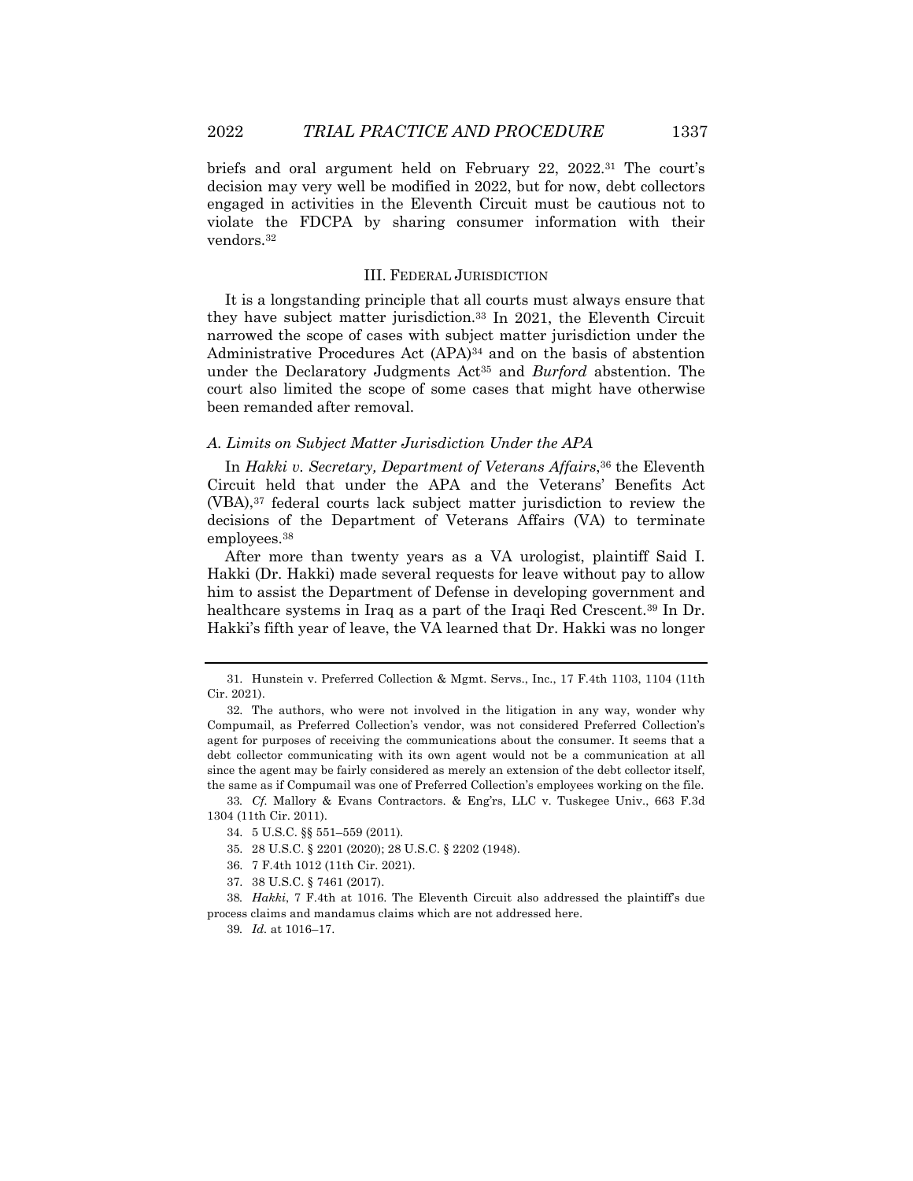briefs and oral argument held on February 22, 2022.[31] The court's decision may very well be modified in 2022, but for now, debt collectors engaged in activities in the Eleventh Circuit must be cautious not to violate the FDCPA by sharing consumer information with their vendors.[32]

## III. FEDERAL JURISDICTION

It is a longstanding principle that all courts must always ensure that they have subject matter jurisdiction.[33] In 2021, the Eleventh Circuit narrowed the scope of cases with subject matter jurisdiction under the Administrative Procedures Act (APA)[34] and on the basis of abstention under the Declaratory Judgments Act[35] and *Burford* abstention. The court also limited the scope of some cases that might have otherwise been remanded after removal.

### *A. Limits on Subject Matter Jurisdiction Under the APA*

In *Hakki v. Secretary, Department of Veterans Affairs*,[36] the Eleventh Circuit held that under the APA and the Veterans' Benefits Act (VBA),[37] federal courts lack subject matter jurisdiction to review the decisions of the Department of Veterans Affairs (VA) to terminate employees.[38]

After more than twenty years as a VA urologist, plaintiff Said I. Hakki (Dr. Hakki) made several requests for leave without pay to allow him to assist the Department of Defense in developing government and healthcare systems in Iraq as a part of the Iraqi Red Crescent.[39] In Dr. Hakki's fifth year of leave, the VA learned that Dr. Hakki was no longer

---

31. Hunstein v. Preferred Collection & Mgmt. Servs., Inc., 17 F.4th 1103, 1104 (11th Cir. 2021).

32. The authors, who were not involved in the litigation in any way, wonder why Compumail, as Preferred Collection's vendor, was not considered Preferred Collection's agent for purposes of receiving the communications about the consumer. It seems that a debt collector communicating with its own agent would not be a communication at all since the agent may be fairly considered as merely an extension of the debt collector itself, the same as if Compumail was one of Preferred Collection's employees working on the file.

33. *Cf.* Mallory & Evans Contractors. & Eng'rs, LLC v. Tuskegee Univ., 663 F.3d 1304 (11th Cir. 2011).

34. 5 U.S.C. §§ 551–559 (2011).

35. 28 U.S.C. § 2201 (2020); 28 U.S.C. § 2202 (1948).

36. 7 F.4th 1012 (11th Cir. 2021).

37. 38 U.S.C. § 7461 (2017).

38. *Hakki*, 7 F.4th at 1016. The Eleventh Circuit also addressed the plaintiff's due process claims and mandamus claims which are not addressed here.

39. *Id.* at 1016–17.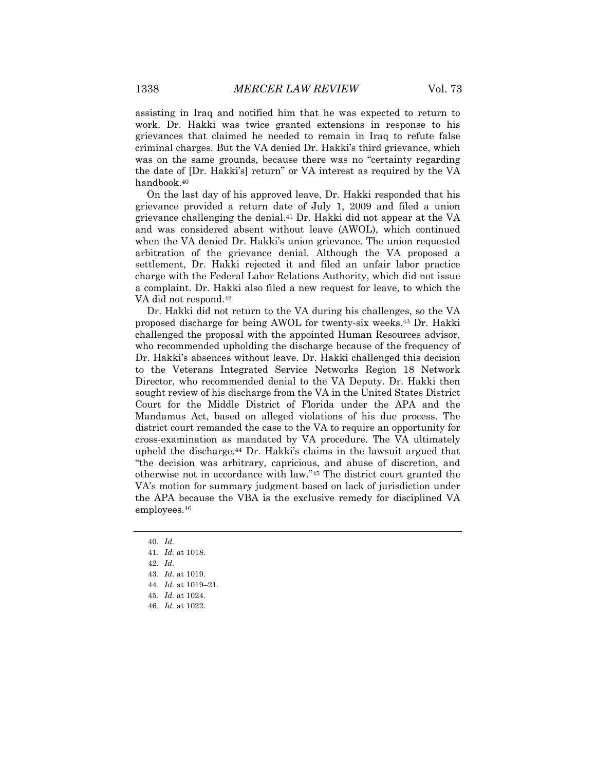assisting in Iraq and notified him that he was expected to return to work. Dr. Hakki was twice granted extensions in response to his grievances that claimed he needed to remain in Iraq to refute false criminal charges. But the VA denied Dr. Hakki's third grievance, which was on the same grounds, because there was no "certainty regarding the date of [Dr. Hakki's] return" or VA interest as required by the VA handbook.[40]

On the last day of his approved leave, Dr. Hakki responded that his grievance provided a return date of July 1, 2009 and filed a union grievance challenging the denial.[41] Dr. Hakki did not appear at the VA and was considered absent without leave (AWOL), which continued when the VA denied Dr. Hakki's union grievance. The union requested arbitration of the grievance denial. Although the VA proposed a settlement, Dr. Hakki rejected it and filed an unfair labor practice charge with the Federal Labor Relations Authority, which did not issue a complaint. Dr. Hakki also filed a new request for leave, to which the VA did not respond.[42]

Dr. Hakki did not return to the VA during his challenges, so the VA proposed discharge for being AWOL for twenty-six weeks.[43] Dr. Hakki challenged the proposal with the appointed Human Resources advisor, who recommended upholding the discharge because of the frequency of Dr. Hakki's absences without leave. Dr. Hakki challenged this decision to the Veterans Integrated Service Networks Region 18 Network Director, who recommended denial to the VA Deputy. Dr. Hakki then sought review of his discharge from the VA in the United States District Court for the Middle District of Florida under the APA and the Mandamus Act, based on alleged violations of his due process. The district court remanded the case to the VA to require an opportunity for cross-examination as mandated by VA procedure. The VA ultimately upheld the discharge.[44] Dr. Hakki's claims in the lawsuit argued that "the decision was arbitrary, capricious, and abuse of discretion, and otherwise not in accordance with law."[45] The district court granted the VA's motion for summary judgment based on lack of jurisdiction under the APA because the VBA is the exclusive remedy for disciplined VA employees.[46]

---

40. *Id.*
41. *Id.* at 1018.
42. *Id.*
43. *Id.* at 1019.
44. *Id.* at 1019–21.
45. *Id.* at 1024.
46. *Id.* at 1022.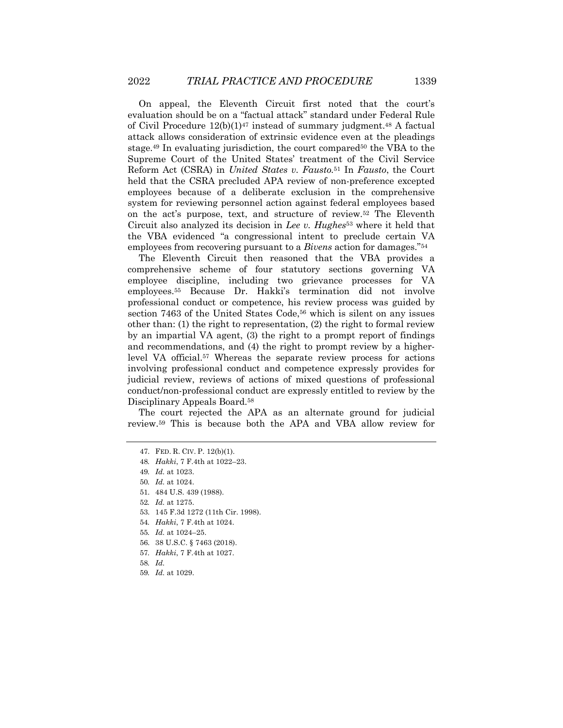On appeal, the Eleventh Circuit first noted that the court's evaluation should be on a "factual attack" standard under Federal Rule of Civil Procedure 12(b)(1)[47] instead of summary judgment.[48] A factual attack allows consideration of extrinsic evidence even at the pleadings stage.[49] In evaluating jurisdiction, the court compared[50] the VBA to the Supreme Court of the United States' treatment of the Civil Service Reform Act (CSRA) in *United States v. Fausto*.[51] In *Fausto*, the Court held that the CSRA precluded APA review of non-preference excepted employees because of a deliberate exclusion in the comprehensive system for reviewing personnel action against federal employees based on the act's purpose, text, and structure of review.[52] The Eleventh Circuit also analyzed its decision in *Lee v. Hughes*[53] where it held that the VBA evidenced "a congressional intent to preclude certain VA employees from recovering pursuant to a *Bivens* action for damages."[54]

The Eleventh Circuit then reasoned that the VBA provides a comprehensive scheme of four statutory sections governing VA employee discipline, including two grievance processes for VA employees.[55] Because Dr. Hakki's termination did not involve professional conduct or competence, his review process was guided by section 7463 of the United States Code,[56] which is silent on any issues other than: (1) the right to representation, (2) the right to formal review by an impartial VA agent, (3) the right to a prompt report of findings and recommendations, and (4) the right to prompt review by a higher-level VA official.[57] Whereas the separate review process for actions involving professional conduct and competence expressly provides for judicial review, reviews of actions of mixed questions of professional conduct/non-professional conduct are expressly entitled to review by the Disciplinary Appeals Board.[58]

The court rejected the APA as an alternate ground for judicial review.[59] This is because both the APA and VBA allow review for

---

47. FED. R. CIV. P. 12(b)(1).
48. *Hakki*, 7 F.4th at 1022–23.
49. *Id.* at 1023.
50. *Id.* at 1024.
51. 484 U.S. 439 (1988).
52. *Id.* at 1275.
53. 145 F.3d 1272 (11th Cir. 1998).
54. *Hakki*, 7 F.4th at 1024.
55. *Id.* at 1024–25.
56. 38 U.S.C. § 7463 (2018).
57. *Hakki*, 7 F.4th at 1027.
58. *Id.*
59. *Id.* at 1029.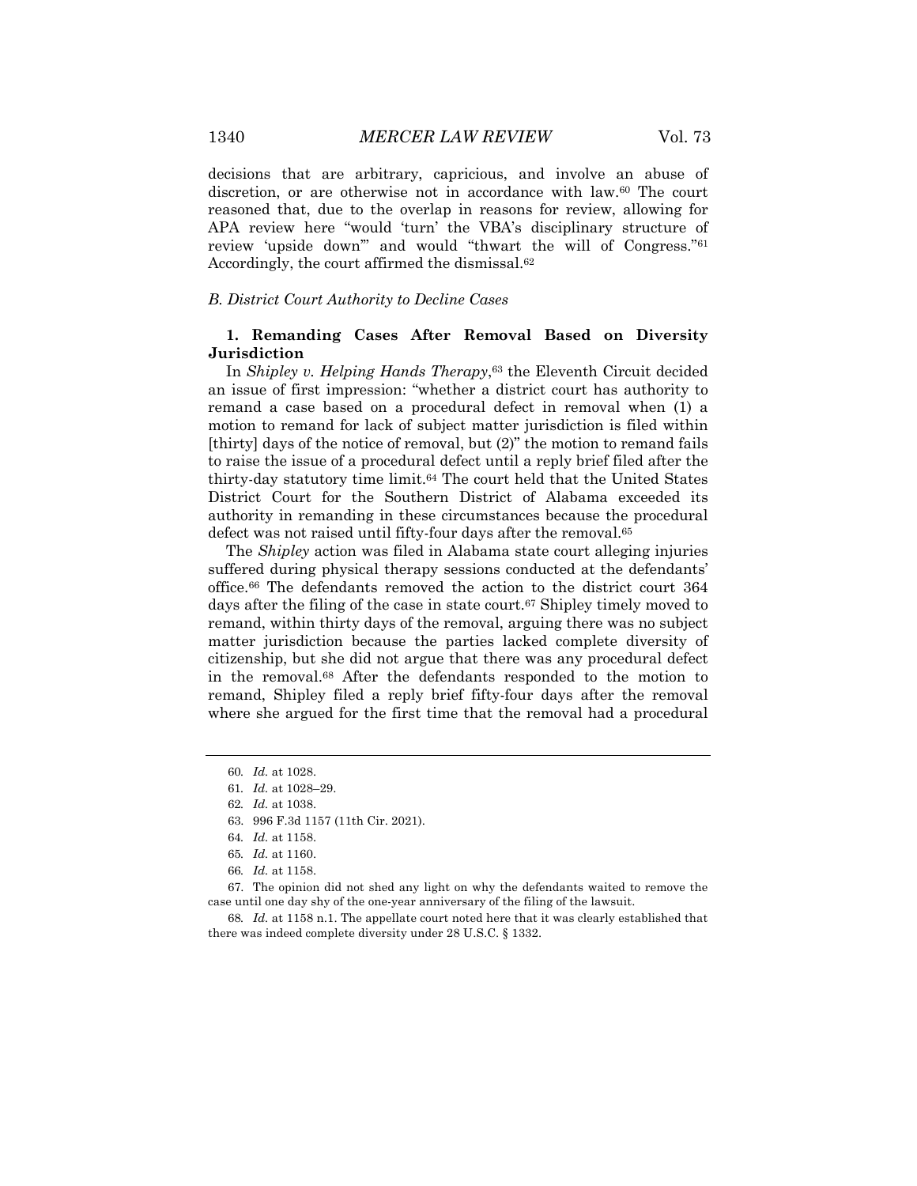decisions that are arbitrary, capricious, and involve an abuse of discretion, or are otherwise not in accordance with law.[60] The court reasoned that, due to the overlap in reasons for review, allowing for APA review here "would 'turn' the VBA's disciplinary structure of review 'upside down'" and would "thwart the will of Congress."[61] Accordingly, the court affirmed the dismissal.[62]

### *B. District Court Authority to Decline Cases*

#### 1. Remanding Cases After Removal Based on Diversity Jurisdiction

In *Shipley v. Helping Hands Therapy*,[63] the Eleventh Circuit decided an issue of first impression: "whether a district court has authority to remand a case based on a procedural defect in removal when (1) a motion to remand for lack of subject matter jurisdiction is filed within [thirty] days of the notice of removal, but (2)" the motion to remand fails to raise the issue of a procedural defect until a reply brief filed after the thirty-day statutory time limit.[64] The court held that the United States District Court for the Southern District of Alabama exceeded its authority in remanding in these circumstances because the procedural defect was not raised until fifty-four days after the removal.[65]

The *Shipley* action was filed in Alabama state court alleging injuries suffered during physical therapy sessions conducted at the defendants' office.[66] The defendants removed the action to the district court 364 days after the filing of the case in state court.[67] Shipley timely moved to remand, within thirty days of the removal, arguing there was no subject matter jurisdiction because the parties lacked complete diversity of citizenship, but she did not argue that there was any procedural defect in the removal.[68] After the defendants responded to the motion to remand, Shipley filed a reply brief fifty-four days after the removal where she argued for the first time that the removal had a procedural

---

60. *Id.* at 1028.

61. *Id.* at 1028–29.

62. *Id.* at 1038.

63. 996 F.3d 1157 (11th Cir. 2021).

64. *Id.* at 1158.

65. *Id.* at 1160.

66. *Id.* at 1158.

67. The opinion did not shed any light on why the defendants waited to remove the case until one day shy of the one-year anniversary of the filing of the lawsuit.

68. *Id.* at 1158 n.1. The appellate court noted here that it was clearly established that there was indeed complete diversity under 28 U.S.C. § 1332.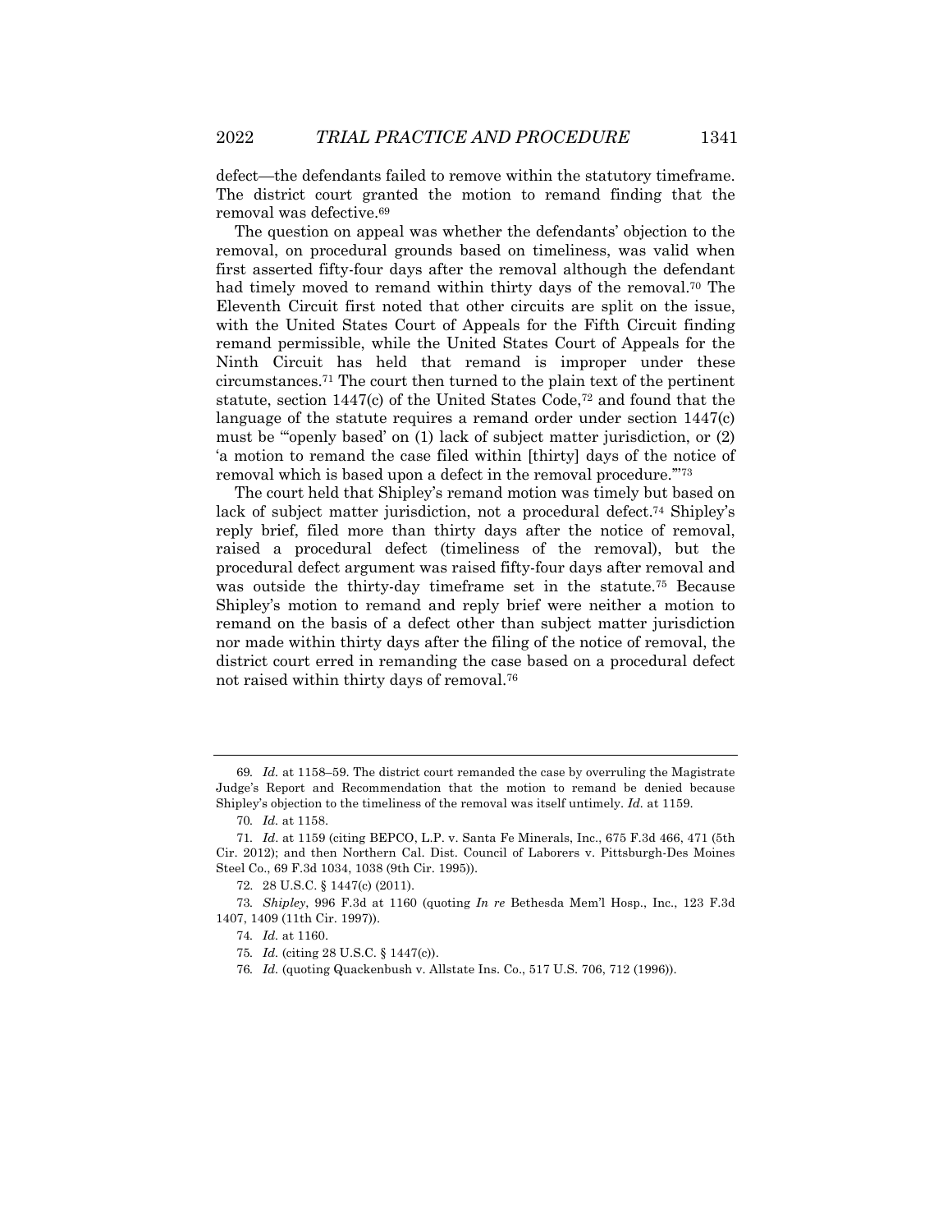defect—the defendants failed to remove within the statutory timeframe. The district court granted the motion to remand finding that the removal was defective.[69]

The question on appeal was whether the defendants' objection to the removal, on procedural grounds based on timeliness, was valid when first asserted fifty-four days after the removal although the defendant had timely moved to remand within thirty days of the removal.[70] The Eleventh Circuit first noted that other circuits are split on the issue, with the United States Court of Appeals for the Fifth Circuit finding remand permissible, while the United States Court of Appeals for the Ninth Circuit has held that remand is improper under these circumstances.[71] The court then turned to the plain text of the pertinent statute, section 1447(c) of the United States Code,[72] and found that the language of the statute requires a remand order under section 1447(c) must be "'openly based' on (1) lack of subject matter jurisdiction, or (2) 'a motion to remand the case filed within [thirty] days of the notice of removal which is based upon a defect in the removal procedure.'"[73]

The court held that Shipley's remand motion was timely but based on lack of subject matter jurisdiction, not a procedural defect.[74] Shipley's reply brief, filed more than thirty days after the notice of removal, raised a procedural defect (timeliness of the removal), but the procedural defect argument was raised fifty-four days after removal and was outside the thirty-day timeframe set in the statute.[75] Because Shipley's motion to remand and reply brief were neither a motion to remand on the basis of a defect other than subject matter jurisdiction nor made within thirty days after the filing of the notice of removal, the district court erred in remanding the case based on a procedural defect not raised within thirty days of removal.[76]

---

69. *Id.* at 1158–59. The district court remanded the case by overruling the Magistrate Judge's Report and Recommendation that the motion to remand be denied because Shipley's objection to the timeliness of the removal was itself untimely. *Id.* at 1159.

70. *Id.* at 1158.

71. *Id.* at 1159 (citing BEPCO, L.P. v. Santa Fe Minerals, Inc., 675 F.3d 466, 471 (5th Cir. 2012); and then Northern Cal. Dist. Council of Laborers v. Pittsburgh-Des Moines Steel Co., 69 F.3d 1034, 1038 (9th Cir. 1995)).

72. 28 U.S.C. § 1447(c) (2011).

73. *Shipley*, 996 F.3d at 1160 (quoting *In re* Bethesda Mem'l Hosp., Inc., 123 F.3d 1407, 1409 (11th Cir. 1997)).

74. *Id.* at 1160.

75. *Id.* (citing 28 U.S.C. § 1447(c)).

76. *Id.* (quoting Quackenbush v. Allstate Ins. Co., 517 U.S. 706, 712 (1996)).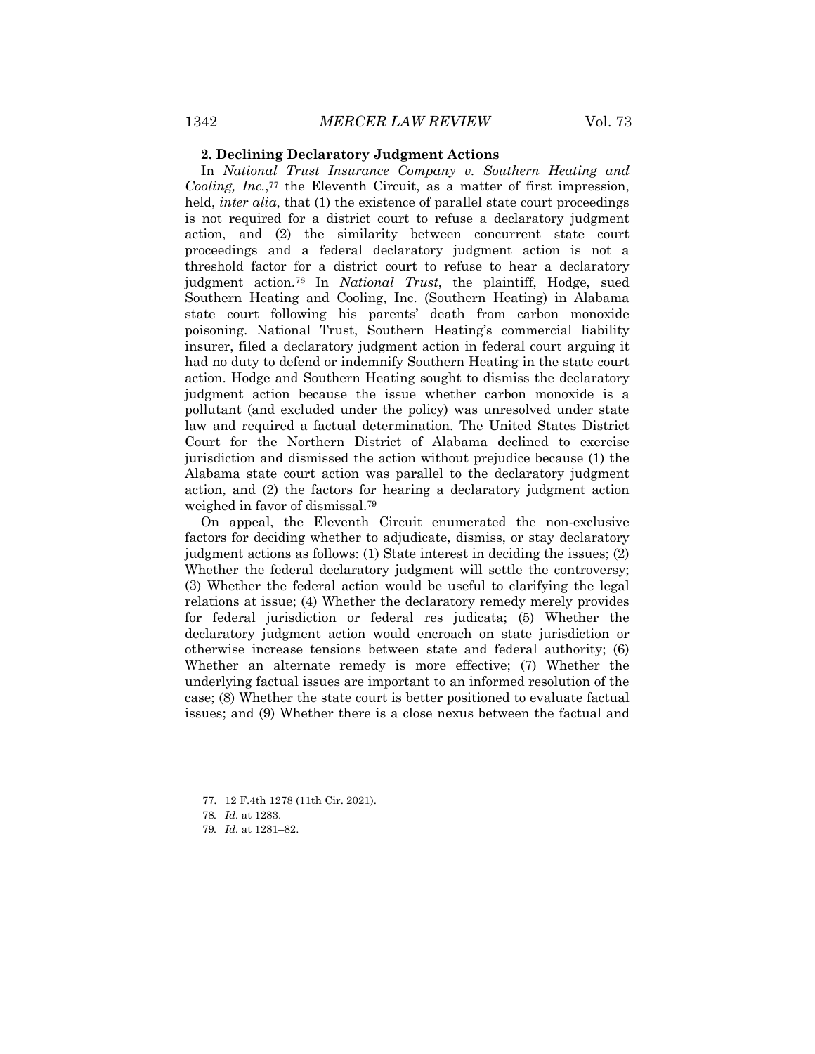### 2. Declining Declaratory Judgment Actions

In *National Trust Insurance Company v. Southern Heating and Cooling, Inc.*,[77] the Eleventh Circuit, as a matter of first impression, held, *inter alia*, that (1) the existence of parallel state court proceedings is not required for a district court to refuse a declaratory judgment action, and (2) the similarity between concurrent state court proceedings and a federal declaratory judgment action is not a threshold factor for a district court to refuse to hear a declaratory judgment action.[78] In *National Trust*, the plaintiff, Hodge, sued Southern Heating and Cooling, Inc. (Southern Heating) in Alabama state court following his parents' death from carbon monoxide poisoning. National Trust, Southern Heating's commercial liability insurer, filed a declaratory judgment action in federal court arguing it had no duty to defend or indemnify Southern Heating in the state court action. Hodge and Southern Heating sought to dismiss the declaratory judgment action because the issue whether carbon monoxide is a pollutant (and excluded under the policy) was unresolved under state law and required a factual determination. The United States District Court for the Northern District of Alabama declined to exercise jurisdiction and dismissed the action without prejudice because (1) the Alabama state court action was parallel to the declaratory judgment action, and (2) the factors for hearing a declaratory judgment action weighed in favor of dismissal.[79]

On appeal, the Eleventh Circuit enumerated the non-exclusive factors for deciding whether to adjudicate, dismiss, or stay declaratory judgment actions as follows: (1) State interest in deciding the issues; (2) Whether the federal declaratory judgment will settle the controversy; (3) Whether the federal action would be useful to clarifying the legal relations at issue; (4) Whether the declaratory remedy merely provides for federal jurisdiction or federal res judicata; (5) Whether the declaratory judgment action would encroach on state jurisdiction or otherwise increase tensions between state and federal authority; (6) Whether an alternate remedy is more effective; (7) Whether the underlying factual issues are important to an informed resolution of the case; (8) Whether the state court is better positioned to evaluate factual issues; and (9) Whether there is a close nexus between the factual and

---

77. 12 F.4th 1278 (11th Cir. 2021).

78. *Id.* at 1283.

79. *Id.* at 1281–82.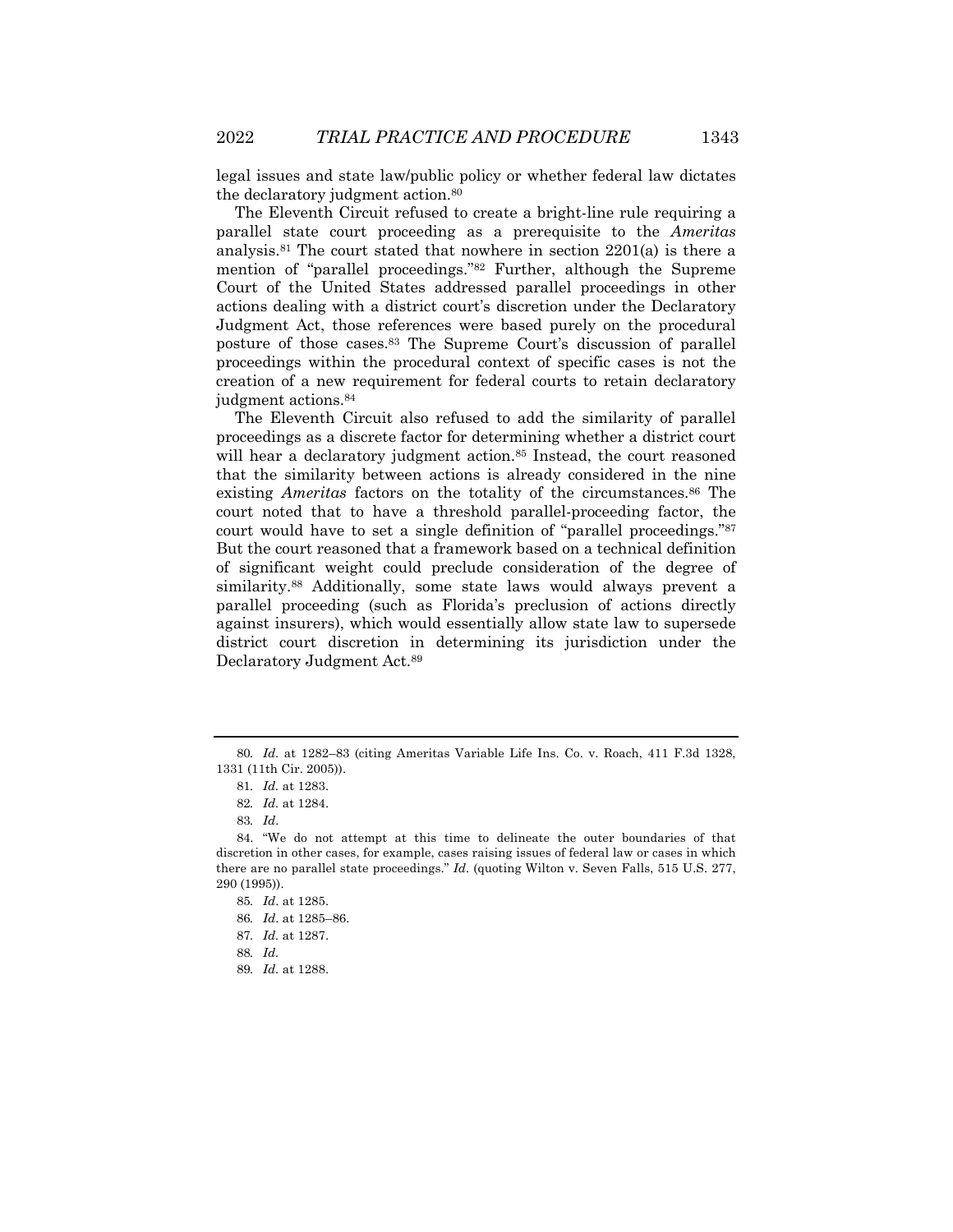legal issues and state law/public policy or whether federal law dictates the declaratory judgment action.[80]

The Eleventh Circuit refused to create a bright-line rule requiring a parallel state court proceeding as a prerequisite to the *Ameritas* analysis.[81] The court stated that nowhere in section 2201(a) is there a mention of "parallel proceedings."[82] Further, although the Supreme Court of the United States addressed parallel proceedings in other actions dealing with a district court's discretion under the Declaratory Judgment Act, those references were based purely on the procedural posture of those cases.[83] The Supreme Court's discussion of parallel proceedings within the procedural context of specific cases is not the creation of a new requirement for federal courts to retain declaratory judgment actions.[84]

The Eleventh Circuit also refused to add the similarity of parallel proceedings as a discrete factor for determining whether a district court will hear a declaratory judgment action.[85] Instead, the court reasoned that the similarity between actions is already considered in the nine existing *Ameritas* factors on the totality of the circumstances.[86] The court noted that to have a threshold parallel-proceeding factor, the court would have to set a single definition of "parallel proceedings."[87] But the court reasoned that a framework based on a technical definition of significant weight could preclude consideration of the degree of similarity.[88] Additionally, some state laws would always prevent a parallel proceeding (such as Florida's preclusion of actions directly against insurers), which would essentially allow state law to supersede district court discretion in determining its jurisdiction under the Declaratory Judgment Act.[89]

---

80. *Id.* at 1282–83 (citing Ameritas Variable Life Ins. Co. v. Roach, 411 F.3d 1328, 1331 (11th Cir. 2005)).

81. *Id.* at 1283.

82. *Id.* at 1284.

83. *Id*.

84. "We do not attempt at this time to delineate the outer boundaries of that discretion in other cases, for example, cases raising issues of federal law or cases in which there are no parallel state proceedings." *Id*. (quoting Wilton v. Seven Falls, 515 U.S. 277, 290 (1995)).

85. *Id*. at 1285.

86. *Id*. at 1285–86.

87. *Id.* at 1287.

88. *Id.*

89. *Id.* at 1288.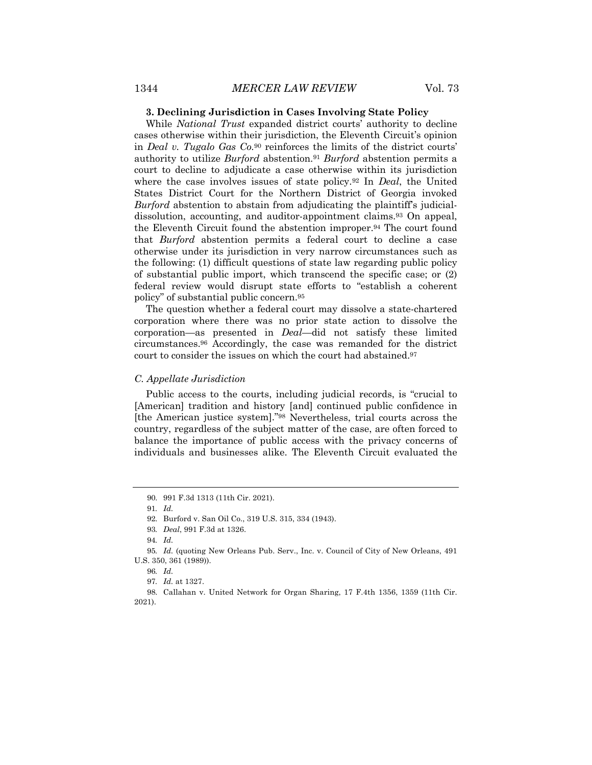### 3. Declining Jurisdiction in Cases Involving State Policy

While *National Trust* expanded district courts' authority to decline cases otherwise within their jurisdiction, the Eleventh Circuit's opinion in *Deal v. Tugalo Gas Co.*[90] reinforces the limits of the district courts' authority to utilize *Burford* abstention.[91] *Burford* abstention permits a court to decline to adjudicate a case otherwise within its jurisdiction where the case involves issues of state policy.[92] In *Deal*, the United States District Court for the Northern District of Georgia invoked *Burford* abstention to abstain from adjudicating the plaintiff's judicial-dissolution, accounting, and auditor-appointment claims.[93] On appeal, the Eleventh Circuit found the abstention improper.[94] The court found that *Burford* abstention permits a federal court to decline a case otherwise under its jurisdiction in very narrow circumstances such as the following: (1) difficult questions of state law regarding public policy of substantial public import, which transcend the specific case; or (2) federal review would disrupt state efforts to "establish a coherent policy" of substantial public concern.[95]

The question whether a federal court may dissolve a state-chartered corporation where there was no prior state action to dissolve the corporation—as presented in *Deal*—did not satisfy these limited circumstances.[96] Accordingly, the case was remanded for the district court to consider the issues on which the court had abstained.[97]

## *C. Appellate Jurisdiction*

Public access to the courts, including judicial records, is "crucial to [American] tradition and history [and] continued public confidence in [the American justice system]."[98] Nevertheless, trial courts across the country, regardless of the subject matter of the case, are often forced to balance the importance of public access with the privacy concerns of individuals and businesses alike. The Eleventh Circuit evaluated the

---

90. 991 F.3d 1313 (11th Cir. 2021).

91. *Id.*

92. Burford v. San Oil Co., 319 U.S. 315, 334 (1943).

93. *Deal*, 991 F.3d at 1326.

94. *Id.*

95. *Id.* (quoting New Orleans Pub. Serv., Inc. v. Council of City of New Orleans, 491 U.S. 350, 361 (1989)).

96. *Id.*

97. *Id.* at 1327.

98. Callahan v. United Network for Organ Sharing, 17 F.4th 1356, 1359 (11th Cir. 2021).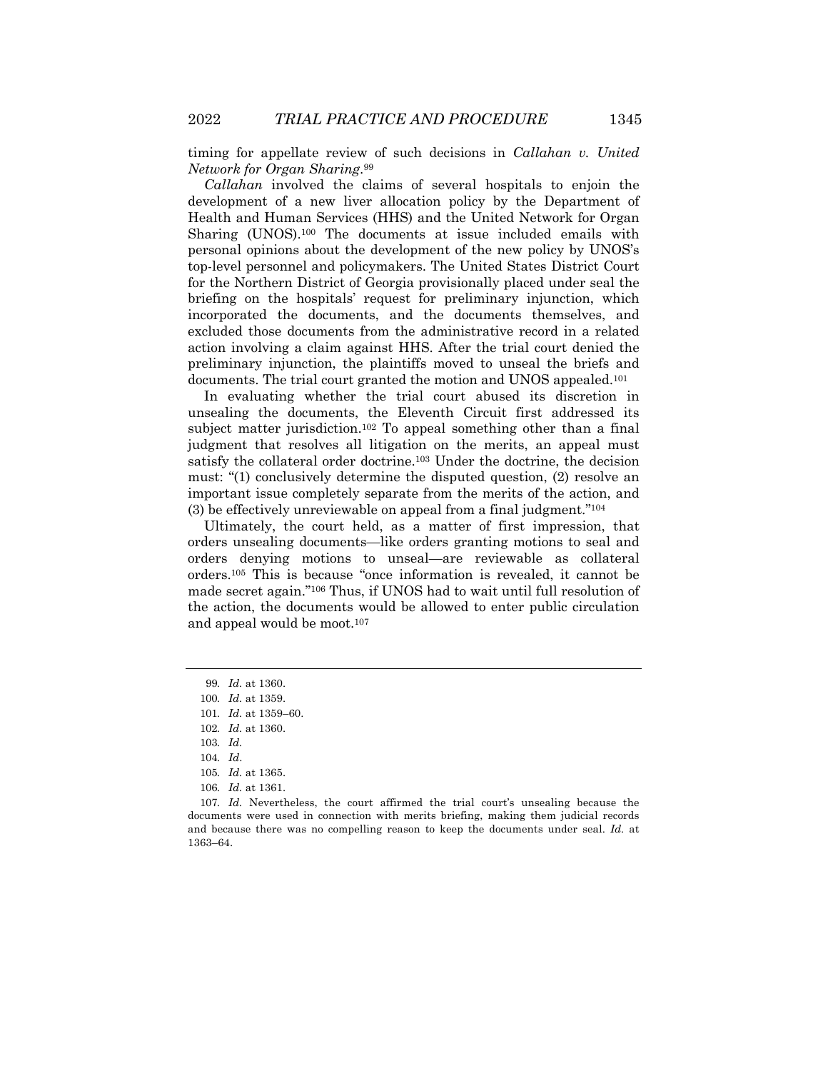timing for appellate review of such decisions in *Callahan v. United Network for Organ Sharing*.[99]

*Callahan* involved the claims of several hospitals to enjoin the development of a new liver allocation policy by the Department of Health and Human Services (HHS) and the United Network for Organ Sharing (UNOS).[100] The documents at issue included emails with personal opinions about the development of the new policy by UNOS's top-level personnel and policymakers. The United States District Court for the Northern District of Georgia provisionally placed under seal the briefing on the hospitals' request for preliminary injunction, which incorporated the documents, and the documents themselves, and excluded those documents from the administrative record in a related action involving a claim against HHS. After the trial court denied the preliminary injunction, the plaintiffs moved to unseal the briefs and documents. The trial court granted the motion and UNOS appealed.[101]

In evaluating whether the trial court abused its discretion in unsealing the documents, the Eleventh Circuit first addressed its subject matter jurisdiction.[102] To appeal something other than a final judgment that resolves all litigation on the merits, an appeal must satisfy the collateral order doctrine.[103] Under the doctrine, the decision must: "(1) conclusively determine the disputed question, (2) resolve an important issue completely separate from the merits of the action, and (3) be effectively unreviewable on appeal from a final judgment."[104]

Ultimately, the court held, as a matter of first impression, that orders unsealing documents—like orders granting motions to seal and orders denying motions to unseal—are reviewable as collateral orders.[105] This is because "once information is revealed, it cannot be made secret again."[106] Thus, if UNOS had to wait until full resolution of the action, the documents would be allowed to enter public circulation and appeal would be moot.[107]

---

99. *Id.* at 1360.

100. *Id.* at 1359.

101. *Id.* at 1359–60.

102. *Id.* at 1360.

103. *Id.*

104. *Id*.

105. *Id.* at 1365.

106. *Id.* at 1361.

107. *Id.* Nevertheless, the court affirmed the trial court's unsealing because the documents were used in connection with merits briefing, making them judicial records and because there was no compelling reason to keep the documents under seal. *Id.* at 1363–64.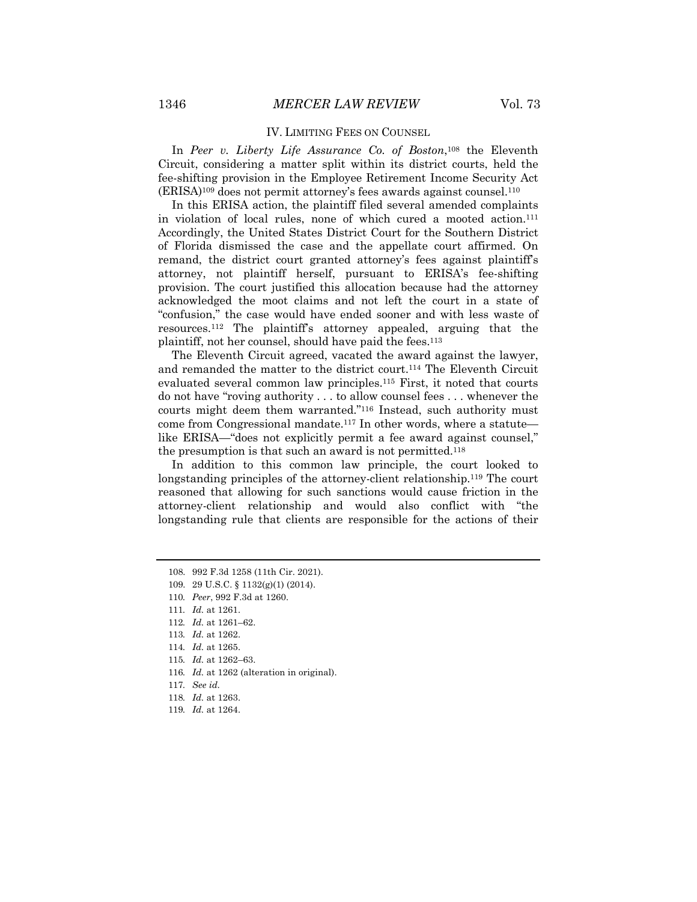## IV. LIMITING FEES ON COUNSEL

In *Peer v. Liberty Life Assurance Co. of Boston*,[108] the Eleventh Circuit, considering a matter split within its district courts, held the fee-shifting provision in the Employee Retirement Income Security Act (ERISA)[109] does not permit attorney's fees awards against counsel.[110]

In this ERISA action, the plaintiff filed several amended complaints in violation of local rules, none of which cured a mooted action.[111] Accordingly, the United States District Court for the Southern District of Florida dismissed the case and the appellate court affirmed. On remand, the district court granted attorney's fees against plaintiff's attorney, not plaintiff herself, pursuant to ERISA's fee-shifting provision. The court justified this allocation because had the attorney acknowledged the moot claims and not left the court in a state of "confusion," the case would have ended sooner and with less waste of resources.[112] The plaintiff's attorney appealed, arguing that the plaintiff, not her counsel, should have paid the fees.[113]

The Eleventh Circuit agreed, vacated the award against the lawyer, and remanded the matter to the district court.[114] The Eleventh Circuit evaluated several common law principles.[115] First, it noted that courts do not have "roving authority . . . to allow counsel fees . . . whenever the courts might deem them warranted."[116] Instead, such authority must come from Congressional mandate.[117] In other words, where a statute—like ERISA—"does not explicitly permit a fee award against counsel," the presumption is that such an award is not permitted.[118]

In addition to this common law principle, the court looked to longstanding principles of the attorney-client relationship.[119] The court reasoned that allowing for such sanctions would cause friction in the attorney-client relationship and would also conflict with "the longstanding rule that clients are responsible for the actions of their

---

108. 992 F.3d 1258 (11th Cir. 2021).

109. 29 U.S.C. § 1132(g)(1) (2014).

110. *Peer*, 992 F.3d at 1260.

111. *Id.* at 1261.

112. *Id.* at 1261–62.

113. *Id.* at 1262.

114. *Id.* at 1265.

115. *Id.* at 1262–63.

116. *Id.* at 1262 (alteration in original).

117. *See id.*

118. *Id.* at 1263.

119. *Id.* at 1264.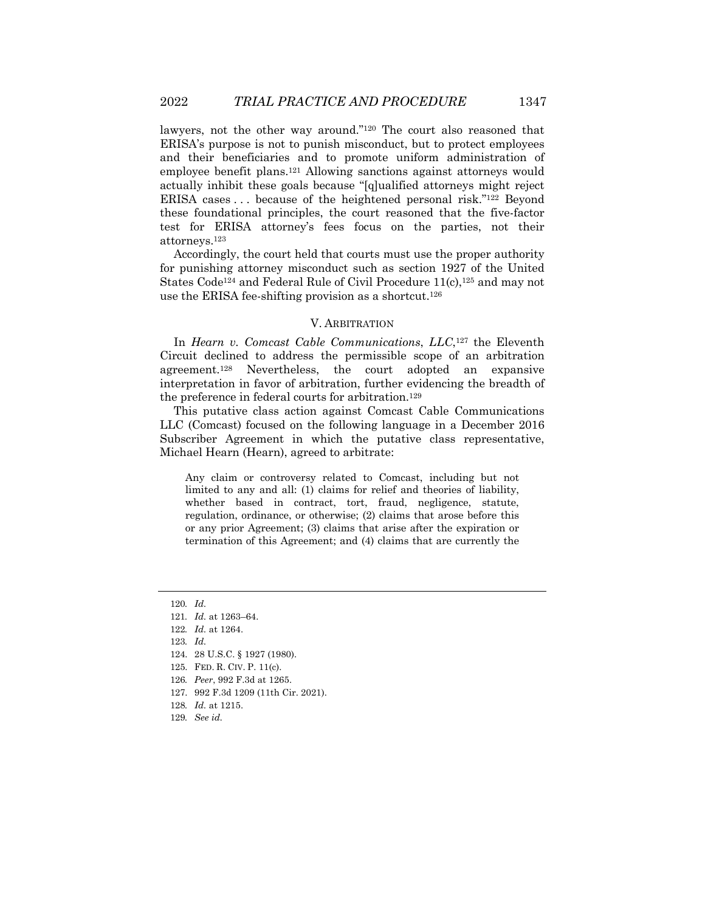lawyers, not the other way around."[120] The court also reasoned that ERISA's purpose is not to punish misconduct, but to protect employees and their beneficiaries and to promote uniform administration of employee benefit plans.[121] Allowing sanctions against attorneys would actually inhibit these goals because "[q]ualified attorneys might reject ERISA cases . . . because of the heightened personal risk."[122] Beyond these foundational principles, the court reasoned that the five-factor test for ERISA attorney's fees focus on the parties, not their attorneys.[123]

Accordingly, the court held that courts must use the proper authority for punishing attorney misconduct such as section 1927 of the United States Code[124] and Federal Rule of Civil Procedure 11(c),[125] and may not use the ERISA fee-shifting provision as a shortcut.[126]

## V. ARBITRATION

In *Hearn v. Comcast Cable Communications*, *LLC*,[127] the Eleventh Circuit declined to address the permissible scope of an arbitration agreement.[128] Nevertheless, the court adopted an expansive interpretation in favor of arbitration, further evidencing the breadth of the preference in federal courts for arbitration.[129]

This putative class action against Comcast Cable Communications LLC (Comcast) focused on the following language in a December 2016 Subscriber Agreement in which the putative class representative, Michael Hearn (Hearn), agreed to arbitrate:

> Any claim or controversy related to Comcast, including but not limited to any and all: (1) claims for relief and theories of liability, whether based in contract, tort, fraud, negligence, statute, regulation, ordinance, or otherwise; (2) claims that arose before this or any prior Agreement; (3) claims that arise after the expiration or termination of this Agreement; and (4) claims that are currently the

---

120. *Id.*
121. *Id.* at 1263–64.
122. *Id.* at 1264.
123. *Id.*
124. 28 U.S.C. § 1927 (1980).
125. FED. R. CIV. P. 11(c).
126. *Peer*, 992 F.3d at 1265.
127. 992 F.3d 1209 (11th Cir. 2021).
128. *Id.* at 1215.
129. *See id.*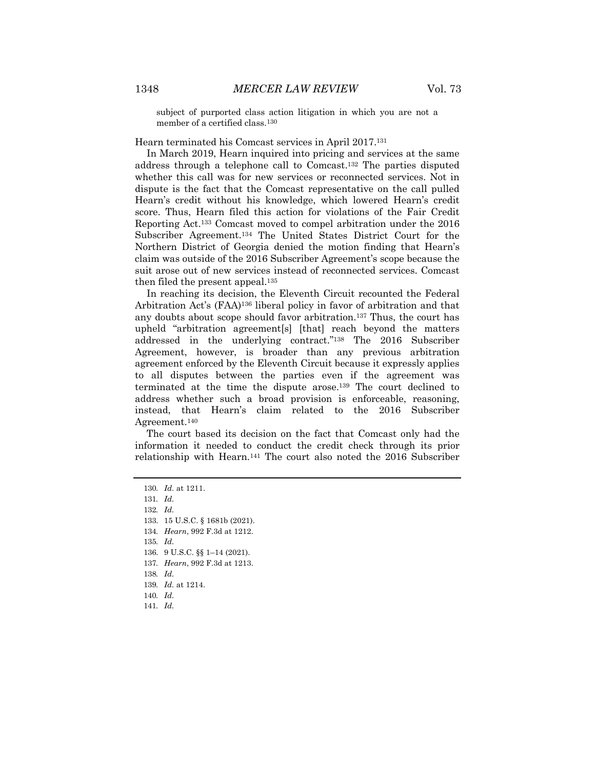subject of purported class action litigation in which you are not a member of a certified class.[130]

Hearn terminated his Comcast services in April 2017.[131]

In March 2019, Hearn inquired into pricing and services at the same address through a telephone call to Comcast.[132] The parties disputed whether this call was for new services or reconnected services. Not in dispute is the fact that the Comcast representative on the call pulled Hearn's credit without his knowledge, which lowered Hearn's credit score. Thus, Hearn filed this action for violations of the Fair Credit Reporting Act.[133] Comcast moved to compel arbitration under the 2016 Subscriber Agreement.[134] The United States District Court for the Northern District of Georgia denied the motion finding that Hearn's claim was outside of the 2016 Subscriber Agreement's scope because the suit arose out of new services instead of reconnected services. Comcast then filed the present appeal.[135]

In reaching its decision, the Eleventh Circuit recounted the Federal Arbitration Act's (FAA)[136] liberal policy in favor of arbitration and that any doubts about scope should favor arbitration.[137] Thus, the court has upheld "arbitration agreement[s] [that] reach beyond the matters addressed in the underlying contract."[138] The 2016 Subscriber Agreement, however, is broader than any previous arbitration agreement enforced by the Eleventh Circuit because it expressly applies to all disputes between the parties even if the agreement was terminated at the time the dispute arose.[139] The court declined to address whether such a broad provision is enforceable, reasoning, instead, that Hearn's claim related to the 2016 Subscriber Agreement.[140]

The court based its decision on the fact that Comcast only had the information it needed to conduct the credit check through its prior relationship with Hearn.[141] The court also noted the 2016 Subscriber

---

130. *Id.* at 1211.
131. *Id.*
132. *Id.*
133. 15 U.S.C. § 1681b (2021).
134. *Hearn*, 992 F.3d at 1212.
135. *Id.*
136. 9 U.S.C. §§ 1–14 (2021).
137. *Hearn*, 992 F.3d at 1213.
138. *Id.*
139. *Id.* at 1214.
140. *Id.*
141. *Id.*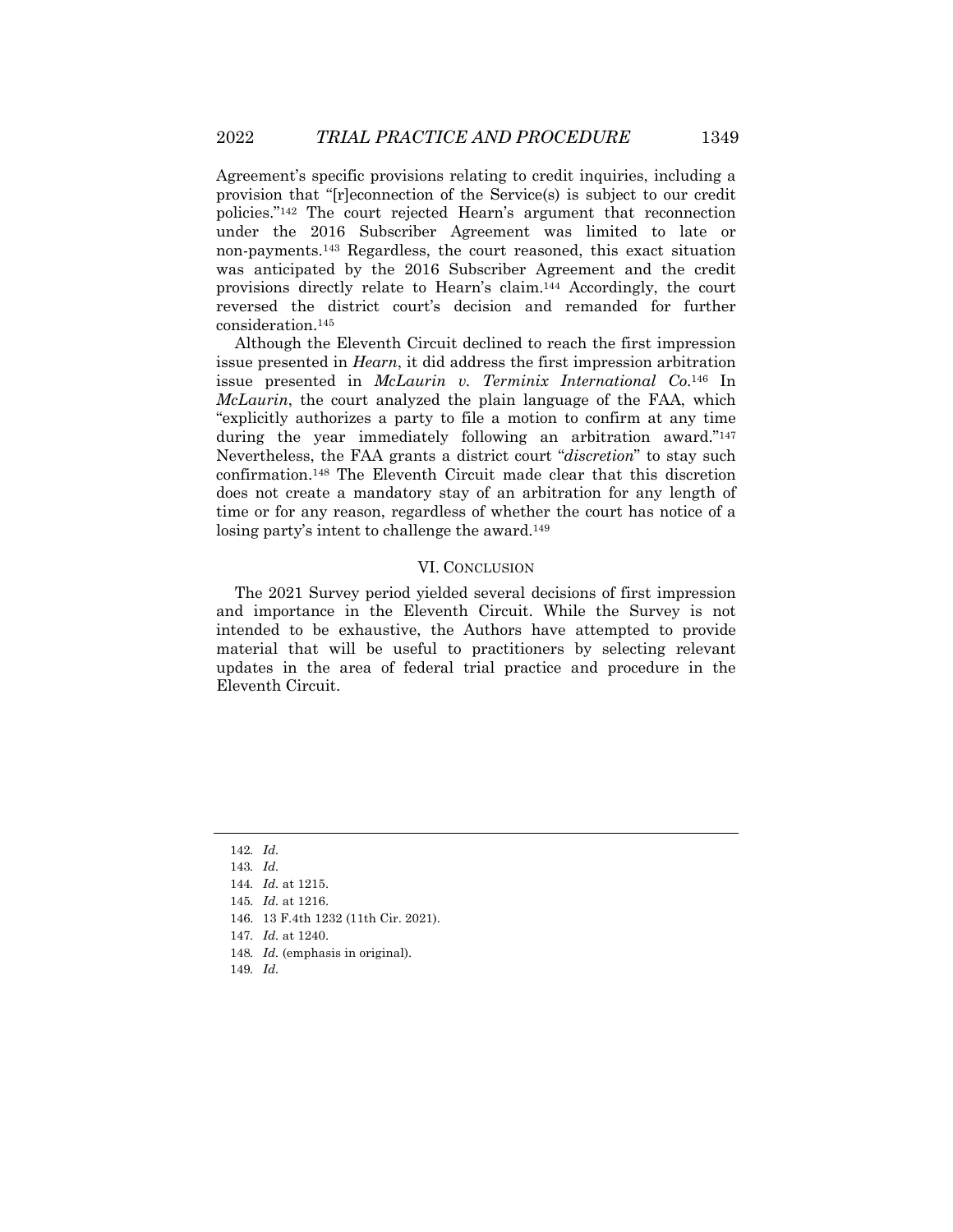Agreement's specific provisions relating to credit inquiries, including a provision that "[r]econnection of the Service(s) is subject to our credit policies."[142] The court rejected Hearn's argument that reconnection under the 2016 Subscriber Agreement was limited to late or non-payments.[143] Regardless, the court reasoned, this exact situation was anticipated by the 2016 Subscriber Agreement and the credit provisions directly relate to Hearn's claim.[144] Accordingly, the court reversed the district court's decision and remanded for further consideration.[145]

Although the Eleventh Circuit declined to reach the first impression issue presented in *Hearn*, it did address the first impression arbitration issue presented in *McLaurin v. Terminix International Co.*[146] In *McLaurin*, the court analyzed the plain language of the FAA, which "explicitly authorizes a party to file a motion to confirm at any time during the year immediately following an arbitration award."[147] Nevertheless, the FAA grants a district court "*discretion*" to stay such confirmation.[148] The Eleventh Circuit made clear that this discretion does not create a mandatory stay of an arbitration for any length of time or for any reason, regardless of whether the court has notice of a losing party's intent to challenge the award.[149]

## VI. CONCLUSION

The 2021 Survey period yielded several decisions of first impression and importance in the Eleventh Circuit. While the Survey is not intended to be exhaustive, the Authors have attempted to provide material that will be useful to practitioners by selecting relevant updates in the area of federal trial practice and procedure in the Eleventh Circuit.

---

142. *Id.*
143. *Id.*
144. *Id.* at 1215.
145. *Id.* at 1216.
146. 13 F.4th 1232 (11th Cir. 2021).
147. *Id.* at 1240.
148. *Id.* (emphasis in original).
149. *Id.*